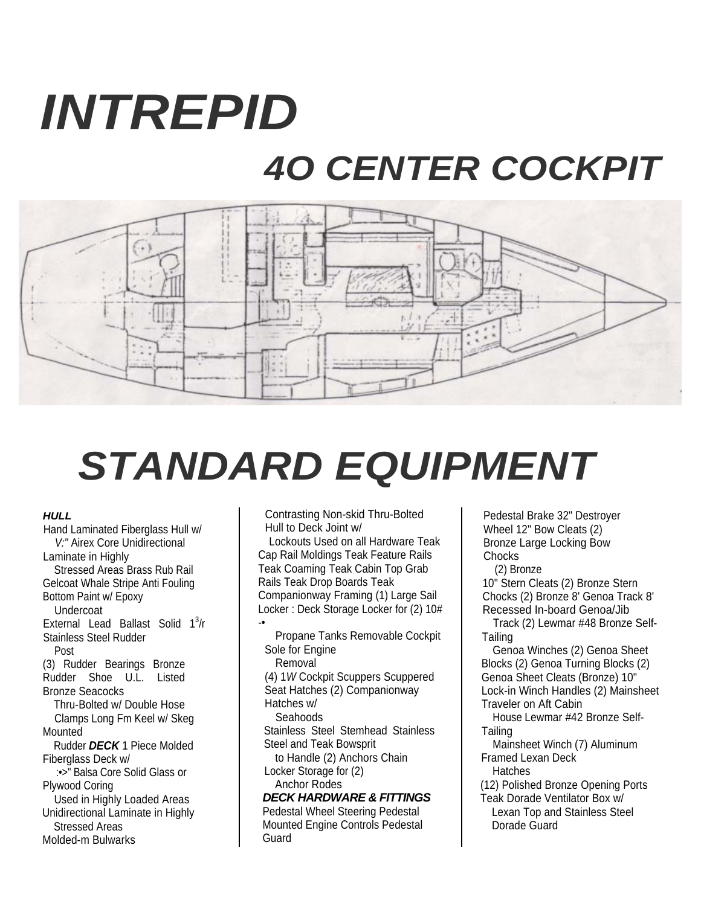# INTREPID

## 4O CENTER COCKPIT

# STANDARD EQUIPMENT

***HULL***

Hand Laminated Fiberglass Hull w/
*V:"* Airex Core Unidirectional Laminate in Highly
Stressed Areas Brass Rub Rail Gelcoat Whale Stripe Anti Fouling Bottom Paint w/ Epoxy
Undercoat
External Lead Ballast Solid 1$^{3}$/r Stainless Steel Rudder
Post
(3) Rudder Bearings Bronze Rudder Shoe U.L. Listed Bronze Seacocks
Thru-Bolted w/ Double Hose Clamps Long Fm Keel w/ Skeg Mounted
Rudder ***DECK*** 1 Piece Molded Fiberglass Deck w/
:•>" Balsa Core Solid Glass or Plywood Coring
Used in Highly Loaded Areas Unidirectional Laminate in Highly
Stressed Areas
Molded-m Bulwarks

Contrasting Non-skid Thru-Bolted Hull to Deck Joint w/
Lockouts Used on all Hardware Teak Cap Rail Moldings Teak Feature Rails Teak Coaming Teak Cabin Top Grab Rails Teak Drop Boards Teak Companionway Framing (1) Large Sail Locker : Deck Storage Locker for (2) 10# -•
Propane Tanks Removable Cockpit Sole for Engine
Removal
(4) 1*W* Cockpit Scuppers Scuppered Seat Hatches (2) Companionway Hatches w/
Seahoods
Stainless Steel Stemhead Stainless Steel and Teak Bowsprit
to Handle (2) Anchors Chain Locker Storage for (2)
Anchor Rodes

***DECK HARDWARE & FITTINGS***

Pedestal Wheel Steering Pedestal Mounted Engine Controls Pedestal Guard

Pedestal Brake 32" Destroyer Wheel 12" Bow Cleats (2) Bronze Large Locking Bow Chocks
(2) Bronze
10" Stern Cleats (2) Bronze Stern Chocks (2) Bronze 8' Genoa Track 8' Recessed In-board Genoa/Jib
Track (2) Lewmar #48 Bronze Self-Tailing
Genoa Winches (2) Genoa Sheet Blocks (2) Genoa Turning Blocks (2) Genoa Sheet Cleats (Bronze) 10" Lock-in Winch Handles (2) Mainsheet Traveler on Aft Cabin
House Lewmar #42 Bronze Self-Tailing
Mainsheet Winch (7) Aluminum Framed Lexan Deck
Hatches
(12) Polished Bronze Opening Ports Teak Dorade Ventilator Box w/
Lexan Top and Stainless Steel Dorade Guard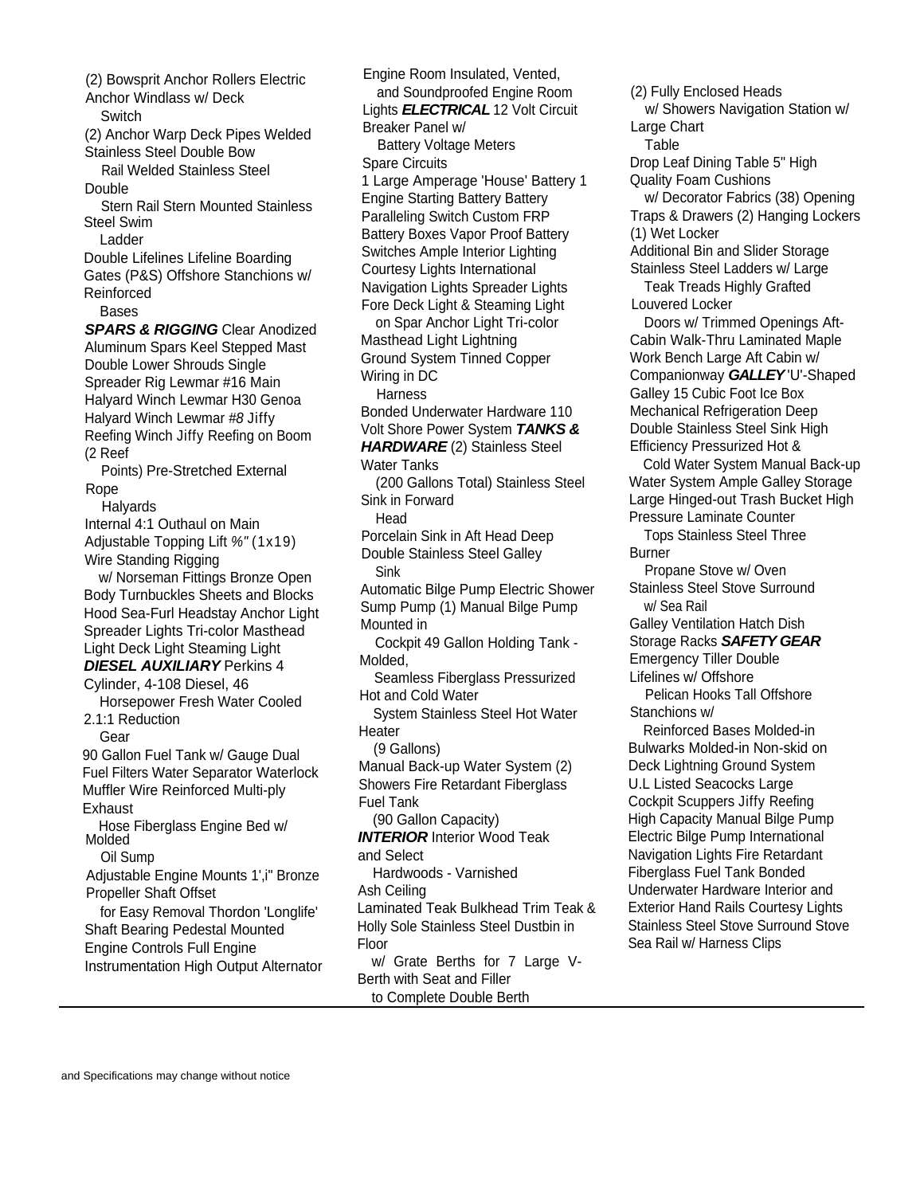(2) Bowsprit Anchor Rollers Electric Anchor Windlass w/ Deck Switch
(2) Anchor Warp Deck Pipes Welded Stainless Steel Double Bow Rail Welded Stainless Steel Double Stern Rail Stern Mounted Stainless Steel Swim Ladder
Double Lifelines Lifeline Boarding Gates (P&S) Offshore Stanchions w/ Reinforced Bases

***SPARS & RIGGING*** Clear Anodized Aluminum Spars Keel Stepped Mast Double Lower Shrouds Single Spreader Rig Lewmar #16 Main Halyard Winch Lewmar H30 Genoa Halyard Winch Lewmar #8 Jiffy Reefing Winch Jiffy Reefing on Boom (2 Reef Points) Pre-Stretched External Rope Halyards
Internal 4:1 Outhaul on Main Adjustable Topping Lift %" (1x19) Wire Standing Rigging w/ Norseman Fittings Bronze Open Body Turnbuckles Sheets and Blocks Hood Sea-Furl Headstay Anchor Light Spreader Lights Tri-color Masthead Light Deck Light Steaming Light

***DIESEL AUXILIARY*** Perkins 4 Cylinder, 4-108 Diesel, 46 Horsepower Fresh Water Cooled 2.1:1 Reduction Gear
90 Gallon Fuel Tank w/ Gauge Dual Fuel Filters Water Separator Waterlock Muffler Wire Reinforced Multi-ply Exhaust Hose Fiberglass Engine Bed w/ Molded Oil Sump
Adjustable Engine Mounts 1',i" Bronze Propeller Shaft Offset for Easy Removal Thordon 'Longlife' Shaft Bearing Pedestal Mounted Engine Controls Full Engine Instrumentation High Output Alternator

Engine Room Insulated, Vented, and Soundproofed Engine Room Lights ***ELECTRICAL*** 12 Volt Circuit Breaker Panel w/ Battery Voltage Meters
Spare Circuits
1 Large Amperage 'House' Battery 1 Engine Starting Battery Battery Paralleling Switch Custom FRP Battery Boxes Vapor Proof Battery Switches Ample Interior Lighting Courtesy Lights International Navigation Lights Spreader Lights Fore Deck Light & Steaming Light on Spar Anchor Light Tri-color Masthead Light Lightning Ground System Tinned Copper Wiring in DC Harness
Bonded Underwater Hardware 110 Volt Shore Power System ***TANKS & HARDWARE*** (2) Stainless Steel Water Tanks (200 Gallons Total) Stainless Steel Sink in Forward Head
Porcelain Sink in Aft Head Deep Double Stainless Steel Galley Sink
Automatic Bilge Pump Electric Shower Sump Pump (1) Manual Bilge Pump Mounted in Cockpit 49 Gallon Holding Tank - Molded, Seamless Fiberglass Pressurized Hot and Cold Water System Stainless Steel Hot Water Heater (9 Gallons)
Manual Back-up Water System (2) Showers Fire Retardant Fiberglass Fuel Tank (90 Gallon Capacity)

***INTERIOR*** Interior Wood Teak and Select Hardwoods - Varnished Ash Ceiling
Laminated Teak Bulkhead Trim Teak & Holly Sole Stainless Steel Dustbin in Floor w/ Grate Berths for 7 Large V-Berth with Seat and Filler to Complete Double Berth

(2) Fully Enclosed Heads w/ Showers Navigation Station w/ Large Chart Table
Drop Leaf Dining Table 5" High Quality Foam Cushions w/ Decorator Fabrics (38) Opening Traps & Drawers (2) Hanging Lockers (1) Wet Locker
Additional Bin and Slider Storage Stainless Steel Ladders w/ Large Teak Treads Highly Grafted Louvered Locker Doors w/ Trimmed Openings Aft-Cabin Walk-Thru Laminated Maple Work Bench Large Aft Cabin w/ Companionway ***GALLEY*** 'U'-Shaped Galley 15 Cubic Foot Ice Box Mechanical Refrigeration Deep Double Stainless Steel Sink High Efficiency Pressurized Hot & Cold Water System Manual Back-up Water System Ample Galley Storage Large Hinged-out Trash Bucket High Pressure Laminate Counter Tops Stainless Steel Three Burner Propane Stove w/ Oven
Stainless Steel Stove Surround w/ Sea Rail
Galley Ventilation Hatch Dish Storage Racks ***SAFETY GEAR*** Emergency Tiller Double Lifelines w/ Offshore Pelican Hooks Tall Offshore Stanchions w/ Reinforced Bases Molded-in Bulwarks Molded-in Non-skid on Deck Lightning Ground System U.L Listed Seacocks Large Cockpit Scuppers Jiffy Reefing High Capacity Manual Bilge Pump Electric Bilge Pump International Navigation Lights Fire Retardant Fiberglass Fuel Tank Bonded Underwater Hardware Interior and Exterior Hand Rails Courtesy Lights Stainless Steel Stove Surround Stove Sea Rail w/ Harness Clips

and Specifications may change without notice